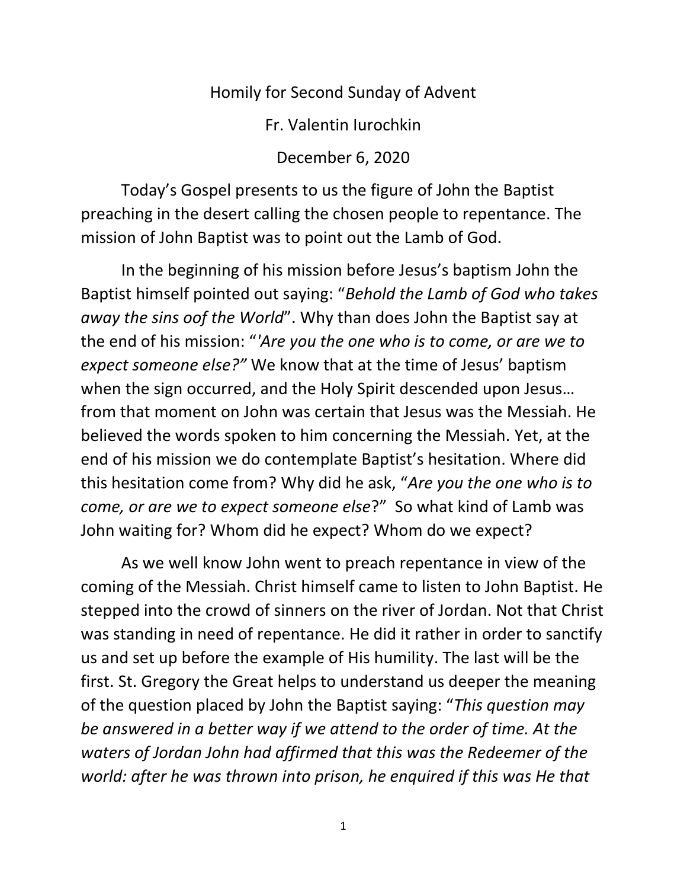Homily for Second Sunday of Advent

Fr. Valentin Iurochkin

December 6, 2020

Today's Gospel presents to us the figure of John the Baptist preaching in the desert calling the chosen people to repentance. The mission of John Baptist was to point out the Lamb of God.

In the beginning of his mission before Jesus's baptism John the Baptist himself pointed out saying: "*Behold the Lamb of God who takes away the sins oof the World*". Why than does John the Baptist say at the end of his mission: "*'Are you the one who is to come, or are we to expect someone else?"* We know that at the time of Jesus' baptism when the sign occurred, and the Holy Spirit descended upon Jesus… from that moment on John was certain that Jesus was the Messiah. He believed the words spoken to him concerning the Messiah. Yet, at the end of his mission we do contemplate Baptist's hesitation. Where did this hesitation come from? Why did he ask, "*Are you the one who is to come, or are we to expect someone else*?" So what kind of Lamb was John waiting for? Whom did he expect? Whom do we expect?

As we well know John went to preach repentance in view of the coming of the Messiah. Christ himself came to listen to John Baptist. He stepped into the crowd of sinners on the river of Jordan. Not that Christ was standing in need of repentance. He did it rather in order to sanctify us and set up before the example of His humility. The last will be the first. St. Gregory the Great helps to understand us deeper the meaning of the question placed by John the Baptist saying: "*This question may be answered in a better way if we attend to the order of time. At the waters of Jordan John had affirmed that this was the Redeemer of the world: after he was thrown into prison, he enquired if this was He that*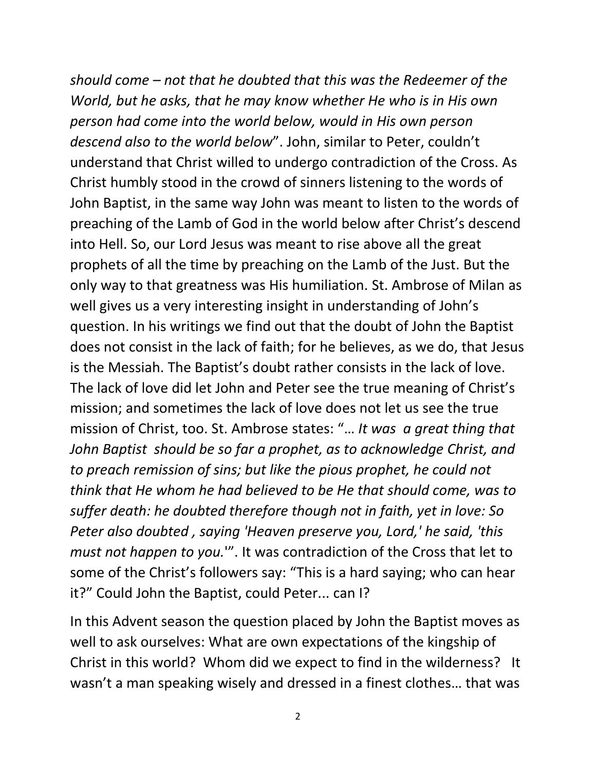*should come – not that he doubted that this was the Redeemer of the World, but he asks, that he may know whether He who is in His own person had come into the world below, would in His own person descend also to the world below*". John, similar to Peter, couldn't understand that Christ willed to undergo contradiction of the Cross. As Christ humbly stood in the crowd of sinners listening to the words of John Baptist, in the same way John was meant to listen to the words of preaching of the Lamb of God in the world below after Christ's descend into Hell. So, our Lord Jesus was meant to rise above all the great prophets of all the time by preaching on the Lamb of the Just. But the only way to that greatness was His humiliation. St. Ambrose of Milan as well gives us a very interesting insight in understanding of John's question. In his writings we find out that the doubt of John the Baptist does not consist in the lack of faith; for he believes, as we do, that Jesus is the Messiah. The Baptist's doubt rather consists in the lack of love. The lack of love did let John and Peter see the true meaning of Christ's mission; and sometimes the lack of love does not let us see the true mission of Christ, too. St. Ambrose states: "… *It was a great thing that John Baptist should be so far a prophet, as to acknowledge Christ, and to preach remission of sins; but like the pious prophet, he could not think that He whom he had believed to be He that should come, was to suffer death: he doubted therefore though not in faith, yet in love: So Peter also doubted , saying 'Heaven preserve you, Lord,' he said, 'this must not happen to you.'*". It was contradiction of the Cross that let to some of the Christ's followers say: "This is a hard saying; who can hear it?" Could John the Baptist, could Peter... can I?

In this Advent season the question placed by John the Baptist moves as well to ask ourselves: What are own expectations of the kingship of Christ in this world? Whom did we expect to find in the wilderness? It wasn't a man speaking wisely and dressed in a finest clothes… that was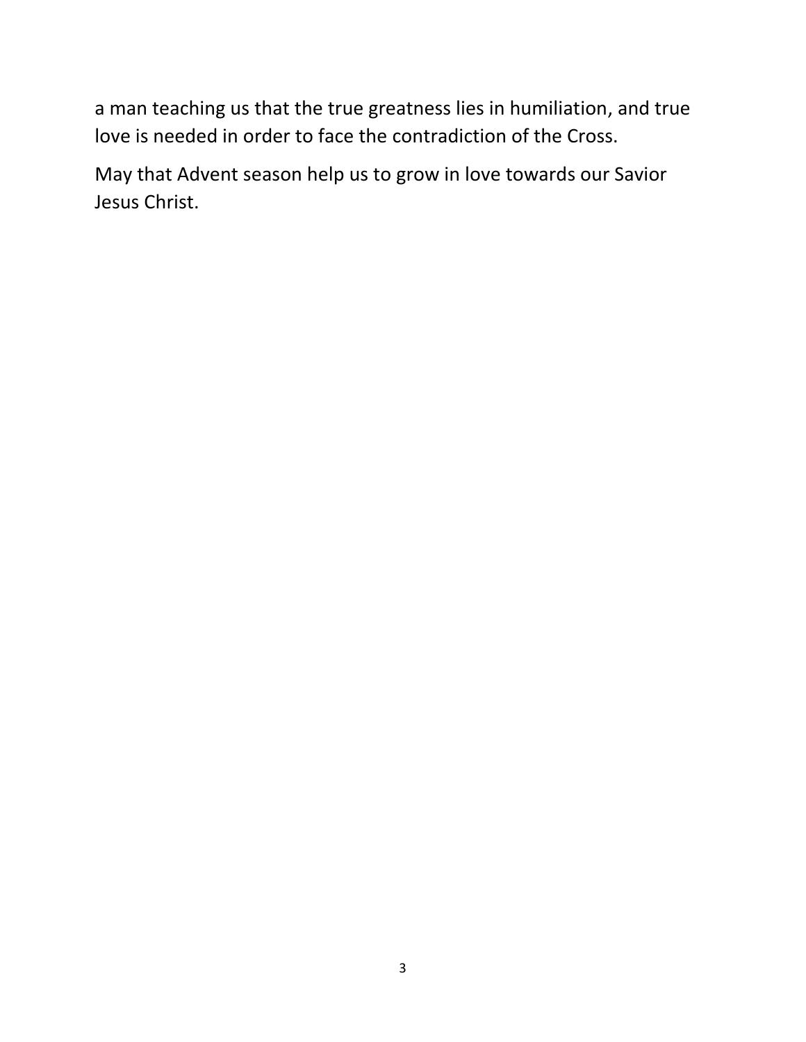a man teaching us that the true greatness lies in humiliation, and true love is needed in order to face the contradiction of the Cross.

May that Advent season help us to grow in love towards our Savior Jesus Christ.